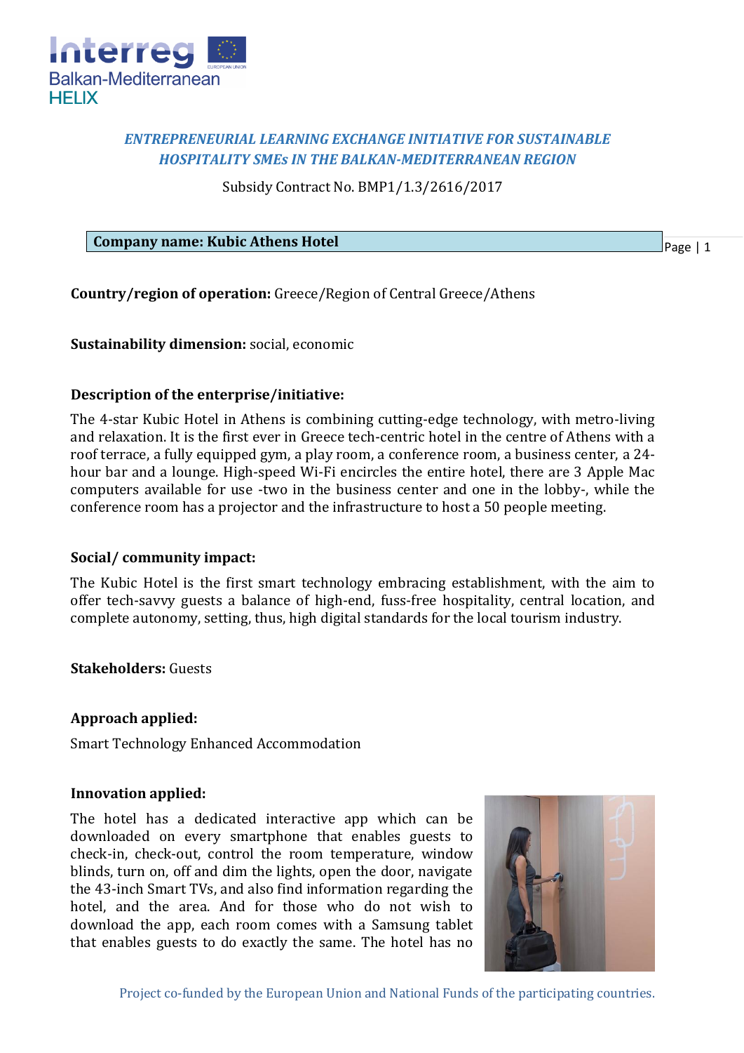*ENTREPRENEURIAL LEARNING EXCHANGE INITIATIVE FOR SUSTAINABLE HOSPITALITY SMEs IN THE BALKAN-MEDITERRANEAN REGION*

Subsidy Contract No. BMP1/1.3/2616/2017

**Company name: Kubic Athens Hotel**

**Country/region of operation:** Greece/Region of Central Greece/Athens

**Sustainability dimension:** social, economic

**Description of the enterprise/initiative:**

The 4-star Kubic Hotel in Athens is combining cutting-edge technology, with metro-living and relaxation. It is the first ever in Greece tech-centric hotel in the centre of Athens with a roof terrace, a fully equipped gym, a play room, a conference room, a business center, a 24-hour bar and a lounge. High-speed Wi-Fi encircles the entire hotel, there are 3 Apple Mac computers available for use -two in the business center and one in the lobby-, while the conference room has a projector and the infrastructure to host a 50 people meeting.

**Social/ community impact:**

The Kubic Hotel is the first smart technology embracing establishment, with the aim to offer tech-savvy guests a balance of high-end, fuss-free hospitality, central location, and complete autonomy, setting, thus, high digital standards for the local tourism industry.

**Stakeholders:** Guests

**Approach applied:**

Smart Technology Enhanced Accommodation

**Innovation applied:**

The hotel has a dedicated interactive app which can be downloaded on every smartphone that enables guests to check-in, check-out, control the room temperature, window blinds, turn on, off and dim the lights, open the door, navigate the 43-inch Smart TVs, and also find information regarding the hotel, and the area. And for those who do not wish to download the app, each room comes with a Samsung tablet that enables guests to do exactly the same. The hotel has no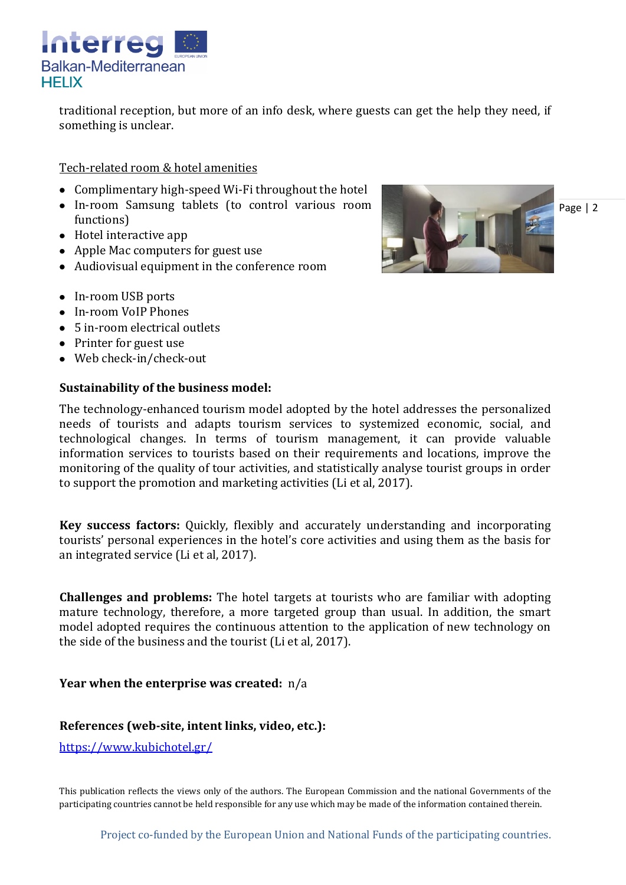traditional reception, but more of an info desk, where guests can get the help they need, if something is unclear.

Tech-related room & hotel amenities

- Complimentary high-speed Wi-Fi throughout the hotel
- In-room Samsung tablets (to control various room functions)
- Hotel interactive app
- Apple Mac computers for guest use
- Audiovisual equipment in the conference room

- In-room USB ports
- In-room VoIP Phones
- 5 in-room electrical outlets
- Printer for guest use
- Web check-in/check-out

**Sustainability of the business model:**

The technology-enhanced tourism model adopted by the hotel addresses the personalized needs of tourists and adapts tourism services to systemized economic, social, and technological changes. In terms of tourism management, it can provide valuable information services to tourists based on their requirements and locations, improve the monitoring of the quality of tour activities, and statistically analyse tourist groups in order to support the promotion and marketing activities (Li et al, 2017).

**Key success factors:** Quickly, flexibly and accurately understanding and incorporating tourists' personal experiences in the hotel's core activities and using them as the basis for an integrated service (Li et al, 2017).

**Challenges and problems:** The hotel targets at tourists who are familiar with adopting mature technology, therefore, a more targeted group than usual. In addition, the smart model adopted requires the continuous attention to the application of new technology on the side of the business and the tourist (Li et al, 2017).

**Year when the enterprise was created:** n/a

**References (web-site, intent links, video, etc.):**

https://www.kubichotel.gr/

This publication reflects the views only of the authors. The European Commission and the national Governments of the participating countries cannot be held responsible for any use which may be made of the information contained therein.

Project co-funded by the European Union and National Funds of the participating countries.